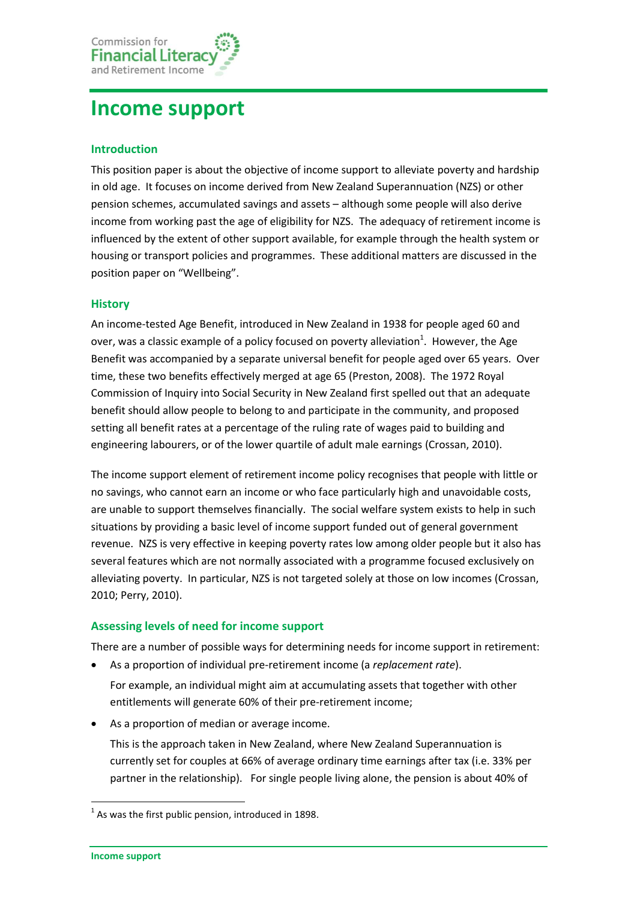# Income support

## Introduction

This position paper is about the objective of income support to alleviate poverty and hardship in old age. It focuses on income derived from New Zealand Superannuation (NZS) or other pension schemes, accumulated savings and assets – although some people will also derive income from working past the age of eligibility for NZS. The adequacy of retirement income is influenced by the extent of other support available, for example through the health system or housing or transport policies and programmes. These additional matters are discussed in the position paper on "Wellbeing".

## History

An income-tested Age Benefit, introduced in New Zealand in 1938 for people aged 60 and over, was a classic example of a policy focused on poverty alleviation[1]. However, the Age Benefit was accompanied by a separate universal benefit for people aged over 65 years. Over time, these two benefits effectively merged at age 65 (Preston, 2008). The 1972 Royal Commission of Inquiry into Social Security in New Zealand first spelled out that an adequate benefit should allow people to belong to and participate in the community, and proposed setting all benefit rates at a percentage of the ruling rate of wages paid to building and engineering labourers, or of the lower quartile of adult male earnings (Crossan, 2010).

The income support element of retirement income policy recognises that people with little or no savings, who cannot earn an income or who face particularly high and unavoidable costs, are unable to support themselves financially. The social welfare system exists to help in such situations by providing a basic level of income support funded out of general government revenue. NZS is very effective in keeping poverty rates low among older people but it also has several features which are not normally associated with a programme focused exclusively on alleviating poverty. In particular, NZS is not targeted solely at those on low incomes (Crossan, 2010; Perry, 2010).

## Assessing levels of need for income support

There are a number of possible ways for determining needs for income support in retirement:

- As a proportion of individual pre-retirement income (a *replacement rate*).

  For example, an individual might aim at accumulating assets that together with other entitlements will generate 60% of their pre-retirement income;

- As a proportion of median or average income.

  This is the approach taken in New Zealand, where New Zealand Superannuation is currently set for couples at 66% of average ordinary time earnings after tax (i.e. 33% per partner in the relationship). For single people living alone, the pension is about 40% of

[1] As was the first public pension, introduced in 1898.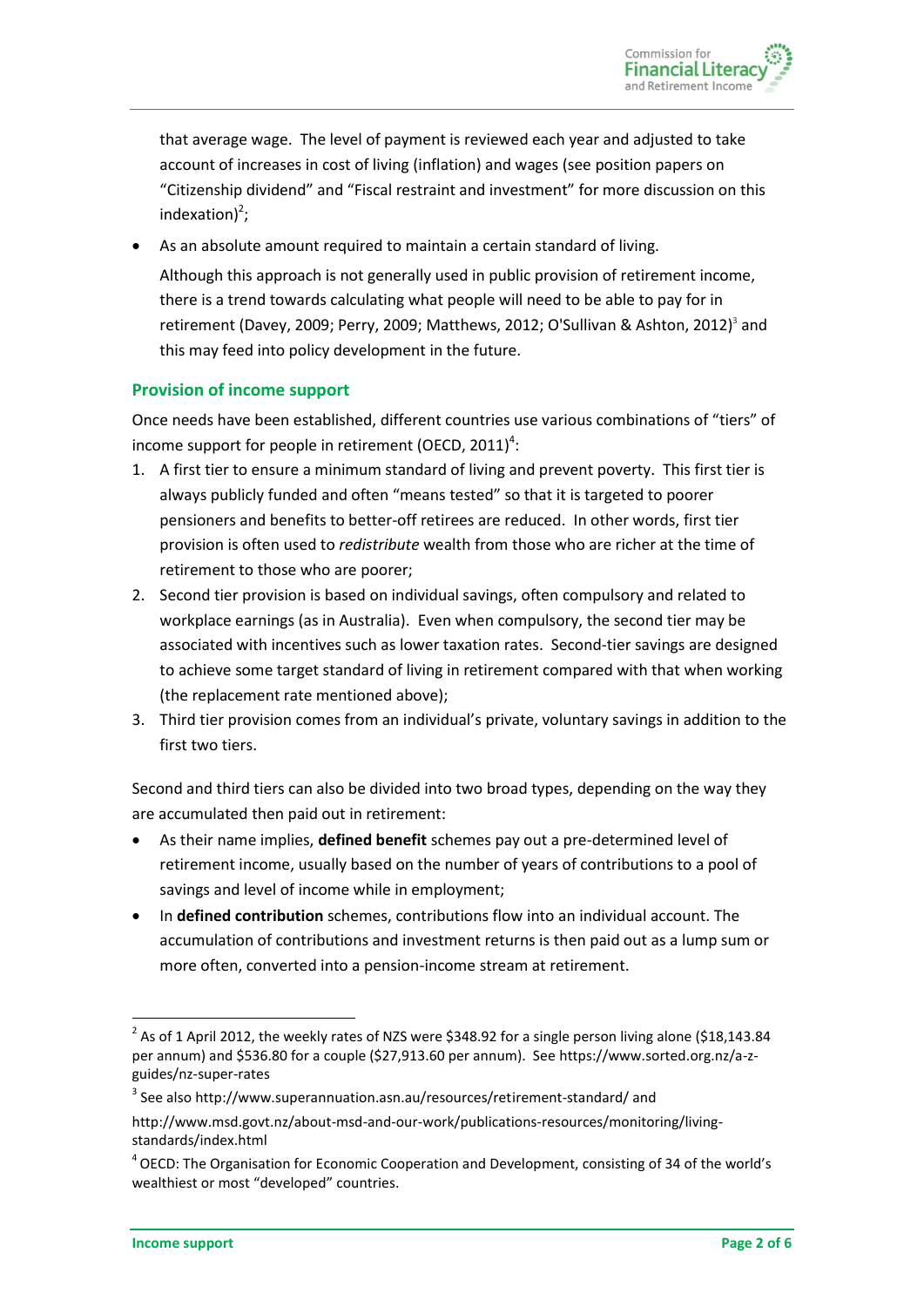that average wage. The level of payment is reviewed each year and adjusted to take account of increases in cost of living (inflation) and wages (see position papers on "Citizenship dividend" and "Fiscal restraint and investment" for more discussion on this indexation)[2];

- As an absolute amount required to maintain a certain standard of living.

  Although this approach is not generally used in public provision of retirement income, there is a trend towards calculating what people will need to be able to pay for in retirement (Davey, 2009; Perry, 2009; Matthews, 2012; O'Sullivan & Ashton, 2012)[3] and this may feed into policy development in the future.

## Provision of income support

Once needs have been established, different countries use various combinations of "tiers" of income support for people in retirement (OECD, 2011)[4]:

1. A first tier to ensure a minimum standard of living and prevent poverty. This first tier is always publicly funded and often "means tested" so that it is targeted to poorer pensioners and benefits to better-off retirees are reduced. In other words, first tier provision is often used to *redistribute* wealth from those who are richer at the time of retirement to those who are poorer;
2. Second tier provision is based on individual savings, often compulsory and related to workplace earnings (as in Australia). Even when compulsory, the second tier may be associated with incentives such as lower taxation rates. Second-tier savings are designed to achieve some target standard of living in retirement compared with that when working (the replacement rate mentioned above);
3. Third tier provision comes from an individual's private, voluntary savings in addition to the first two tiers.

Second and third tiers can also be divided into two broad types, depending on the way they are accumulated then paid out in retirement:

- As their name implies, **defined benefit** schemes pay out a pre-determined level of retirement income, usually based on the number of years of contributions to a pool of savings and level of income while in employment;
- In **defined contribution** schemes, contributions flow into an individual account. The accumulation of contributions and investment returns is then paid out as a lump sum or more often, converted into a pension-income stream at retirement.

---

[2] As of 1 April 2012, the weekly rates of NZS were $348.92 for a single person living alone ($18,143.84 per annum) and $536.80 for a couple ($27,913.60 per annum). See https://www.sorted.org.nz/a-z-guides/nz-super-rates

[3] See also http://www.superannuation.asn.au/resources/retirement-standard/ and http://www.msd.govt.nz/about-msd-and-our-work/publications-resources/monitoring/living-standards/index.html

[4] OECD: The Organisation for Economic Cooperation and Development, consisting of 34 of the world's wealthiest or most "developed" countries.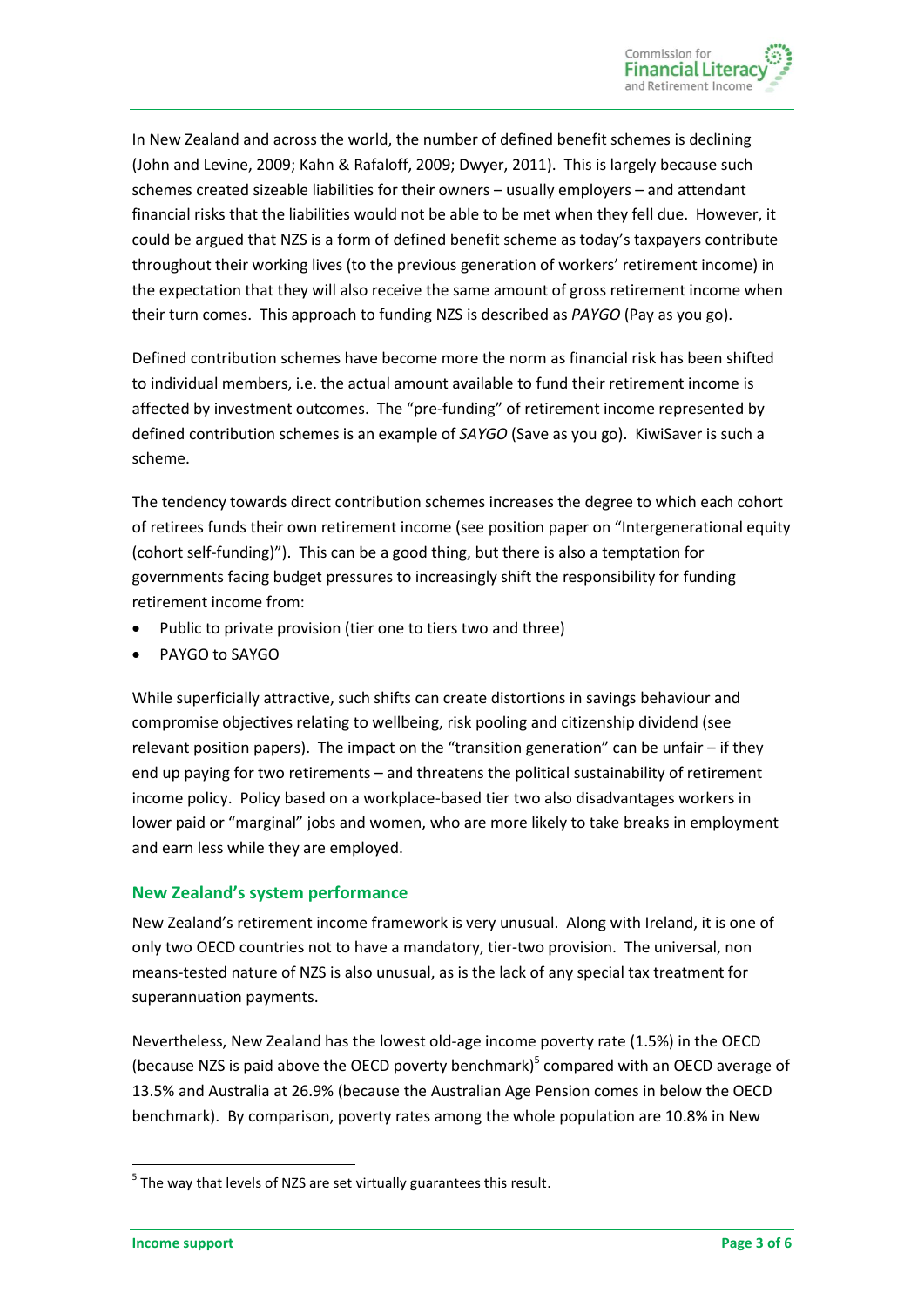In New Zealand and across the world, the number of defined benefit schemes is declining (John and Levine, 2009; Kahn & Rafaloff, 2009; Dwyer, 2011). This is largely because such schemes created sizeable liabilities for their owners – usually employers – and attendant financial risks that the liabilities would not be able to be met when they fell due. However, it could be argued that NZS is a form of defined benefit scheme as today's taxpayers contribute throughout their working lives (to the previous generation of workers' retirement income) in the expectation that they will also receive the same amount of gross retirement income when their turn comes. This approach to funding NZS is described as *PAYGO* (Pay as you go).

Defined contribution schemes have become more the norm as financial risk has been shifted to individual members, i.e. the actual amount available to fund their retirement income is affected by investment outcomes. The "pre-funding" of retirement income represented by defined contribution schemes is an example of *SAYGO* (Save as you go). KiwiSaver is such a scheme.

The tendency towards direct contribution schemes increases the degree to which each cohort of retirees funds their own retirement income (see position paper on "Intergenerational equity (cohort self-funding)"). This can be a good thing, but there is also a temptation for governments facing budget pressures to increasingly shift the responsibility for funding retirement income from:

- Public to private provision (tier one to tiers two and three)
- PAYGO to SAYGO

While superficially attractive, such shifts can create distortions in savings behaviour and compromise objectives relating to wellbeing, risk pooling and citizenship dividend (see relevant position papers). The impact on the "transition generation" can be unfair – if they end up paying for two retirements – and threatens the political sustainability of retirement income policy. Policy based on a workplace-based tier two also disadvantages workers in lower paid or "marginal" jobs and women, who are more likely to take breaks in employment and earn less while they are employed.

## New Zealand's system performance

New Zealand's retirement income framework is very unusual. Along with Ireland, it is one of only two OECD countries not to have a mandatory, tier-two provision. The universal, non means-tested nature of NZS is also unusual, as is the lack of any special tax treatment for superannuation payments.

Nevertheless, New Zealand has the lowest old-age income poverty rate (1.5%) in the OECD (because NZS is paid above the OECD poverty benchmark)[5] compared with an OECD average of 13.5% and Australia at 26.9% (because the Australian Age Pension comes in below the OECD benchmark). By comparison, poverty rates among the whole population are 10.8% in New

[5] The way that levels of NZS are set virtually guarantees this result.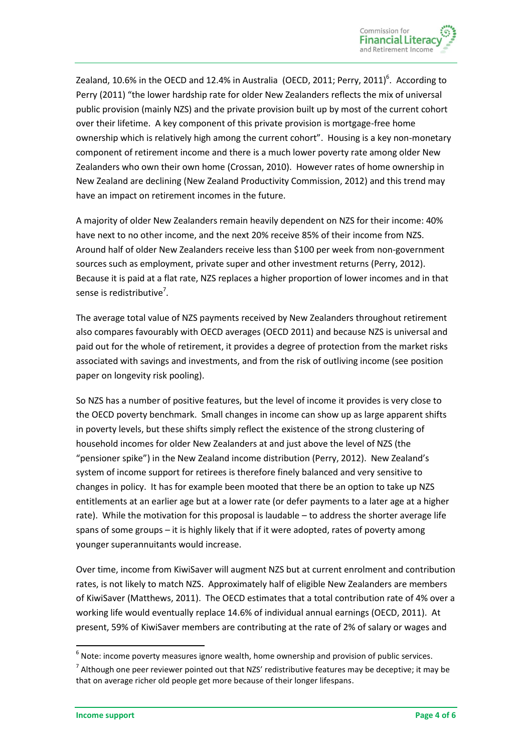Zealand, 10.6% in the OECD and 12.4% in Australia (OECD, 2011; Perry, 2011)[6]. According to Perry (2011) "the lower hardship rate for older New Zealanders reflects the mix of universal public provision (mainly NZS) and the private provision built up by most of the current cohort over their lifetime. A key component of this private provision is mortgage-free home ownership which is relatively high among the current cohort". Housing is a key non-monetary component of retirement income and there is a much lower poverty rate among older New Zealanders who own their own home (Crossan, 2010). However rates of home ownership in New Zealand are declining (New Zealand Productivity Commission, 2012) and this trend may have an impact on retirement incomes in the future.

A majority of older New Zealanders remain heavily dependent on NZS for their income: 40% have next to no other income, and the next 20% receive 85% of their income from NZS. Around half of older New Zealanders receive less than $100 per week from non-government sources such as employment, private super and other investment returns (Perry, 2012). Because it is paid at a flat rate, NZS replaces a higher proportion of lower incomes and in that sense is redistributive[7].

The average total value of NZS payments received by New Zealanders throughout retirement also compares favourably with OECD averages (OECD 2011) and because NZS is universal and paid out for the whole of retirement, it provides a degree of protection from the market risks associated with savings and investments, and from the risk of outliving income (see position paper on longevity risk pooling).

So NZS has a number of positive features, but the level of income it provides is very close to the OECD poverty benchmark. Small changes in income can show up as large apparent shifts in poverty levels, but these shifts simply reflect the existence of the strong clustering of household incomes for older New Zealanders at and just above the level of NZS (the "pensioner spike") in the New Zealand income distribution (Perry, 2012). New Zealand's system of income support for retirees is therefore finely balanced and very sensitive to changes in policy. It has for example been mooted that there be an option to take up NZS entitlements at an earlier age but at a lower rate (or defer payments to a later age at a higher rate). While the motivation for this proposal is laudable – to address the shorter average life spans of some groups – it is highly likely that if it were adopted, rates of poverty among younger superannuitants would increase.

Over time, income from KiwiSaver will augment NZS but at current enrolment and contribution rates, is not likely to match NZS. Approximately half of eligible New Zealanders are members of KiwiSaver (Matthews, 2011). The OECD estimates that a total contribution rate of 4% over a working life would eventually replace 14.6% of individual annual earnings (OECD, 2011). At present, 59% of KiwiSaver members are contributing at the rate of 2% of salary or wages and

---

[6] Note: income poverty measures ignore wealth, home ownership and provision of public services.

[7] Although one peer reviewer pointed out that NZS' redistributive features may be deceptive; it may be that on average richer old people get more because of their longer lifespans.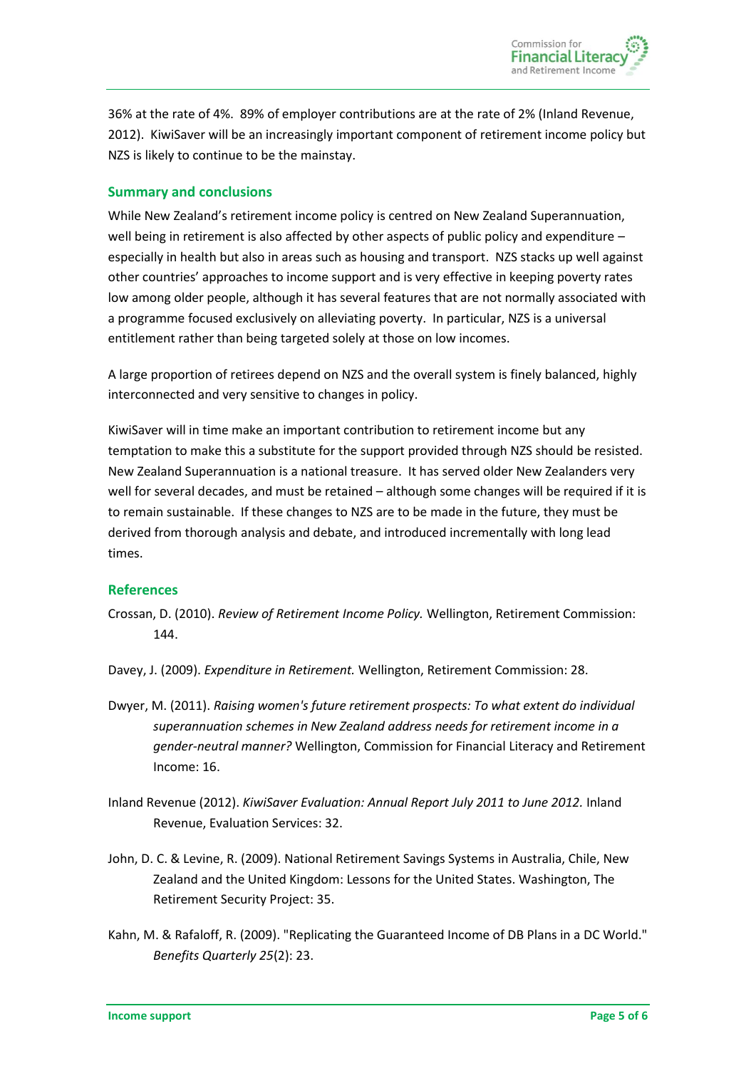36% at the rate of 4%. 89% of employer contributions are at the rate of 2% (Inland Revenue, 2012). KiwiSaver will be an increasingly important component of retirement income policy but NZS is likely to continue to be the mainstay.

## Summary and conclusions

While New Zealand's retirement income policy is centred on New Zealand Superannuation, well being in retirement is also affected by other aspects of public policy and expenditure – especially in health but also in areas such as housing and transport. NZS stacks up well against other countries' approaches to income support and is very effective in keeping poverty rates low among older people, although it has several features that are not normally associated with a programme focused exclusively on alleviating poverty. In particular, NZS is a universal entitlement rather than being targeted solely at those on low incomes.

A large proportion of retirees depend on NZS and the overall system is finely balanced, highly interconnected and very sensitive to changes in policy.

KiwiSaver will in time make an important contribution to retirement income but any temptation to make this a substitute for the support provided through NZS should be resisted. New Zealand Superannuation is a national treasure. It has served older New Zealanders very well for several decades, and must be retained – although some changes will be required if it is to remain sustainable. If these changes to NZS are to be made in the future, they must be derived from thorough analysis and debate, and introduced incrementally with long lead times.

## References

Crossan, D. (2010). *Review of Retirement Income Policy.* Wellington, Retirement Commission: 144.

Davey, J. (2009). *Expenditure in Retirement.* Wellington, Retirement Commission: 28.

Dwyer, M. (2011). *Raising women's future retirement prospects: To what extent do individual superannuation schemes in New Zealand address needs for retirement income in a gender-neutral manner?* Wellington, Commission for Financial Literacy and Retirement Income: 16.

Inland Revenue (2012). *KiwiSaver Evaluation: Annual Report July 2011 to June 2012.* Inland Revenue, Evaluation Services: 32.

John, D. C. & Levine, R. (2009). National Retirement Savings Systems in Australia, Chile, New Zealand and the United Kingdom: Lessons for the United States. Washington, The Retirement Security Project: 35.

Kahn, M. & Rafaloff, R. (2009). "Replicating the Guaranteed Income of DB Plans in a DC World." *Benefits Quarterly 25*(2): 23.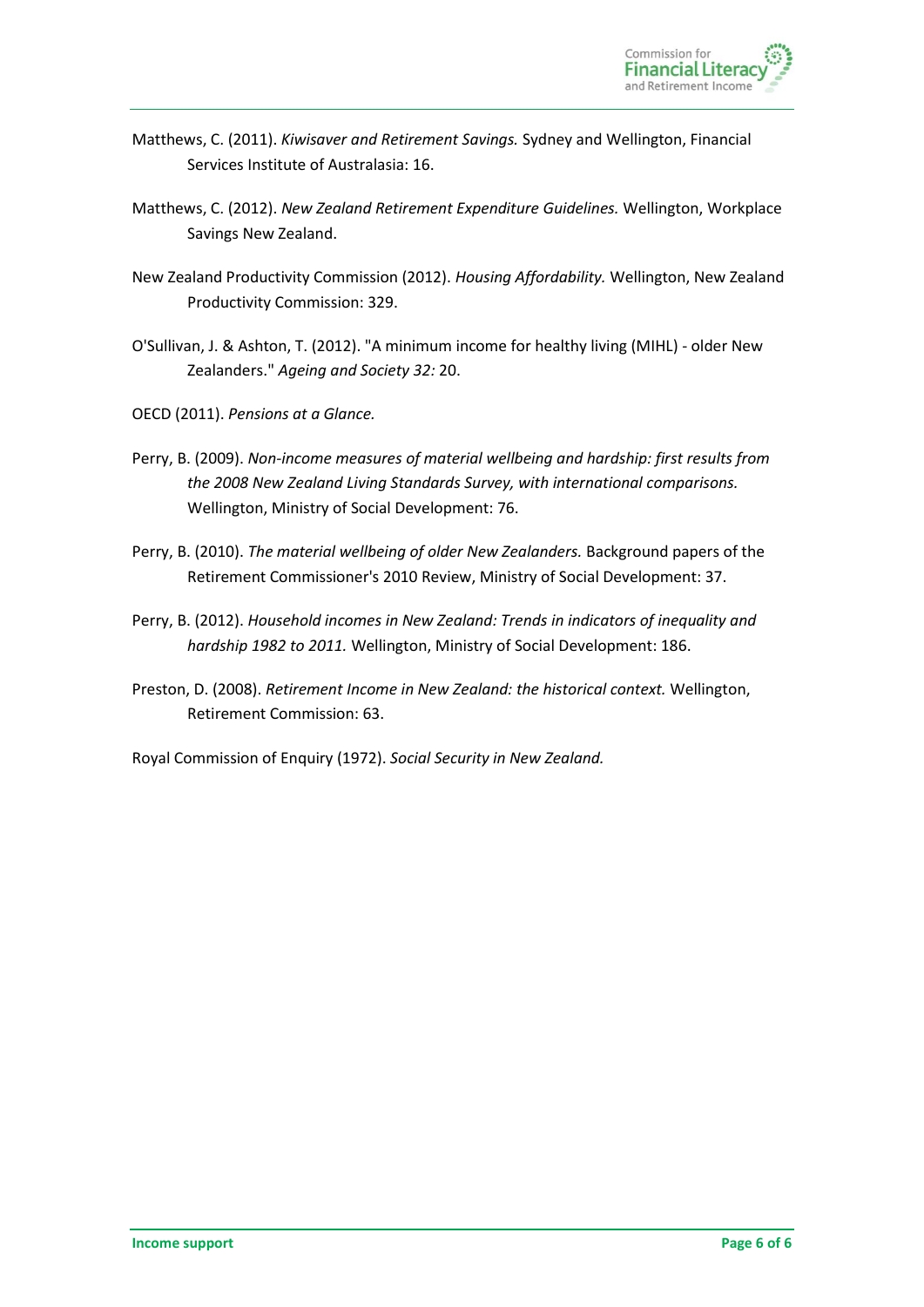Matthews, C. (2011). *Kiwisaver and Retirement Savings.* Sydney and Wellington, Financial Services Institute of Australasia: 16.

Matthews, C. (2012). *New Zealand Retirement Expenditure Guidelines.* Wellington, Workplace Savings New Zealand.

New Zealand Productivity Commission (2012). *Housing Affordability.* Wellington, New Zealand Productivity Commission: 329.

O'Sullivan, J. & Ashton, T. (2012). "A minimum income for healthy living (MIHL) - older New Zealanders." *Ageing and Society 32:* 20.

OECD (2011). *Pensions at a Glance.*

Perry, B. (2009). *Non-income measures of material wellbeing and hardship: first results from the 2008 New Zealand Living Standards Survey, with international comparisons.* Wellington, Ministry of Social Development: 76.

Perry, B. (2010). *The material wellbeing of older New Zealanders.* Background papers of the Retirement Commissioner's 2010 Review, Ministry of Social Development: 37.

Perry, B. (2012). *Household incomes in New Zealand: Trends in indicators of inequality and hardship 1982 to 2011.* Wellington, Ministry of Social Development: 186.

Preston, D. (2008). *Retirement Income in New Zealand: the historical context.* Wellington, Retirement Commission: 63.

Royal Commission of Enquiry (1972). *Social Security in New Zealand.*